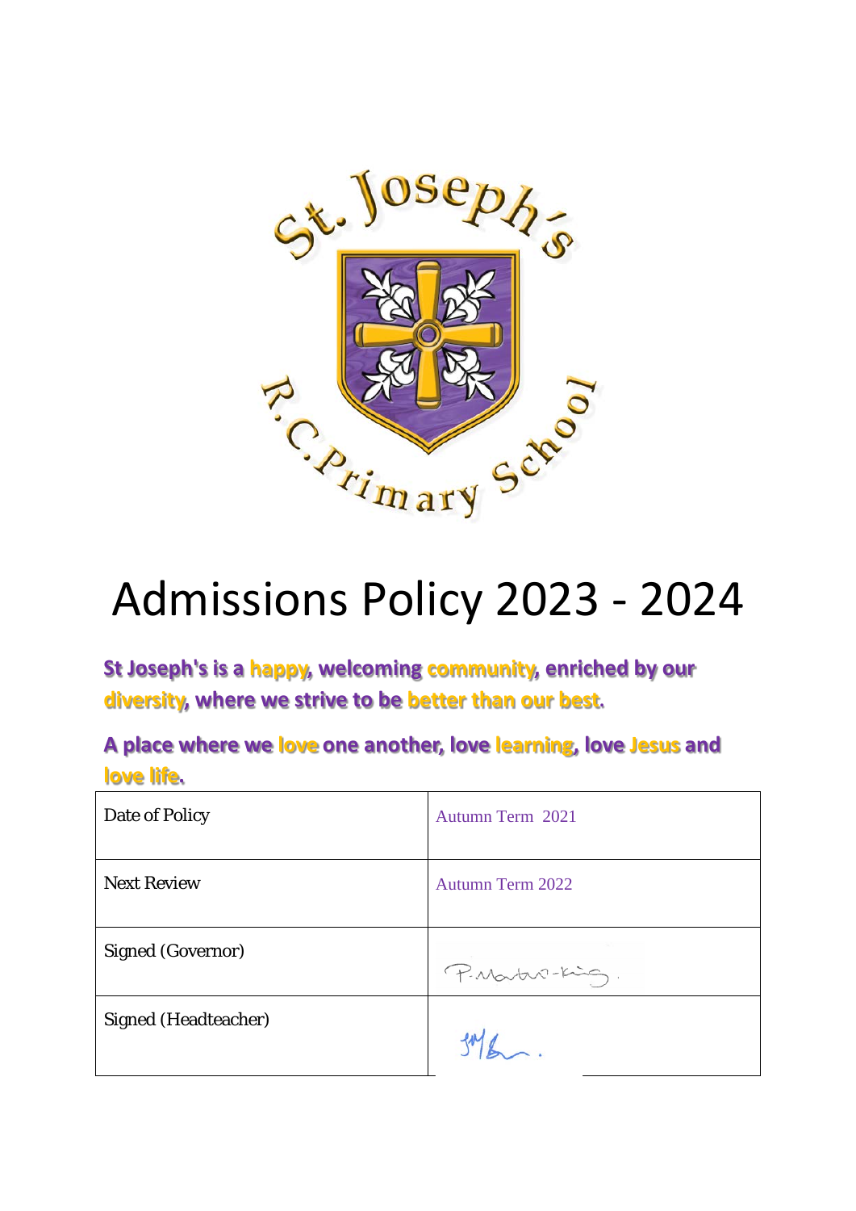# Admissions Policy 2023 - 2024

**St Joseph's is a happy, welcoming community, enriched by our diversity, where we strive to be better than our best.**

**A place where we love one another, love learning, love Jesus and love life.**

| Date of Policy | Autumn Term 2021 |
|---|---|
| Next Review | Autumn Term 2022 |
| Signed (Governor) | P.Martin-King. |
| Signed (Headteacher) | |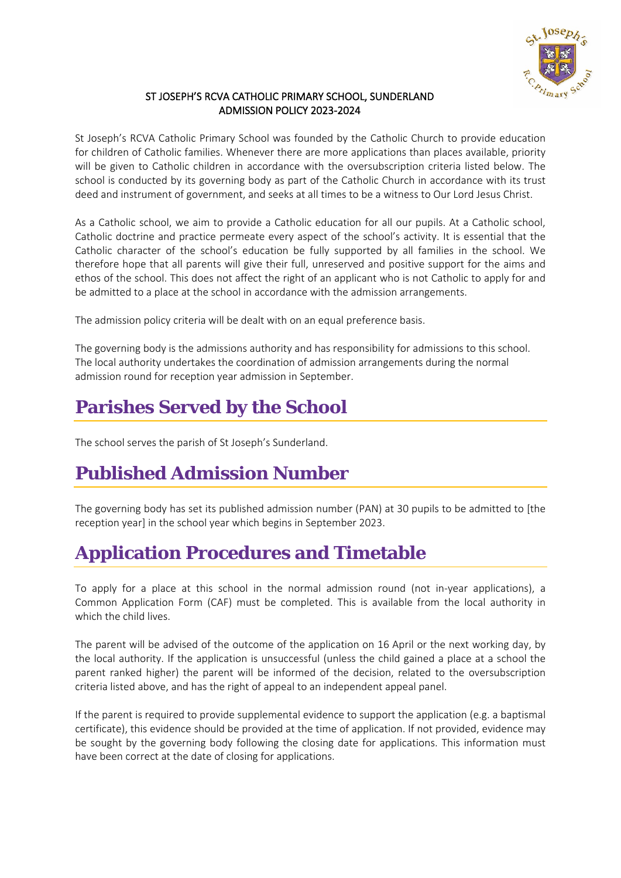ST JOSEPH'S RCVA CATHOLIC PRIMARY SCHOOL, SUNDERLAND
ADMISSION POLICY 2023-2024

St Joseph's RCVA Catholic Primary School was founded by the Catholic Church to provide education for children of Catholic families. Whenever there are more applications than places available, priority will be given to Catholic children in accordance with the oversubscription criteria listed below. The school is conducted by its governing body as part of the Catholic Church in accordance with its trust deed and instrument of government, and seeks at all times to be a witness to Our Lord Jesus Christ.

As a Catholic school, we aim to provide a Catholic education for all our pupils. At a Catholic school, Catholic doctrine and practice permeate every aspect of the school's activity. It is essential that the Catholic character of the school's education be fully supported by all families in the school. We therefore hope that all parents will give their full, unreserved and positive support for the aims and ethos of the school. This does not affect the right of an applicant who is not Catholic to apply for and be admitted to a place at the school in accordance with the admission arrangements.

The admission policy criteria will be dealt with on an equal preference basis.

The governing body is the admissions authority and has responsibility for admissions to this school. The local authority undertakes the coordination of admission arrangements during the normal admission round for reception year admission in September.

# Parishes Served by the School

The school serves the parish of St Joseph's Sunderland.

# Published Admission Number

The governing body has set its published admission number (PAN) at 30 pupils to be admitted to [the reception year] in the school year which begins in September 2023.

# Application Procedures and Timetable

To apply for a place at this school in the normal admission round (not in-year applications), a Common Application Form (CAF) must be completed. This is available from the local authority in which the child lives.

The parent will be advised of the outcome of the application on 16 April or the next working day, by the local authority. If the application is unsuccessful (unless the child gained a place at a school the parent ranked higher) the parent will be informed of the decision, related to the oversubscription criteria listed above, and has the right of appeal to an independent appeal panel.

If the parent is required to provide supplemental evidence to support the application (e.g. a baptismal certificate), this evidence should be provided at the time of application. If not provided, evidence may be sought by the governing body following the closing date for applications. This information must have been correct at the date of closing for applications.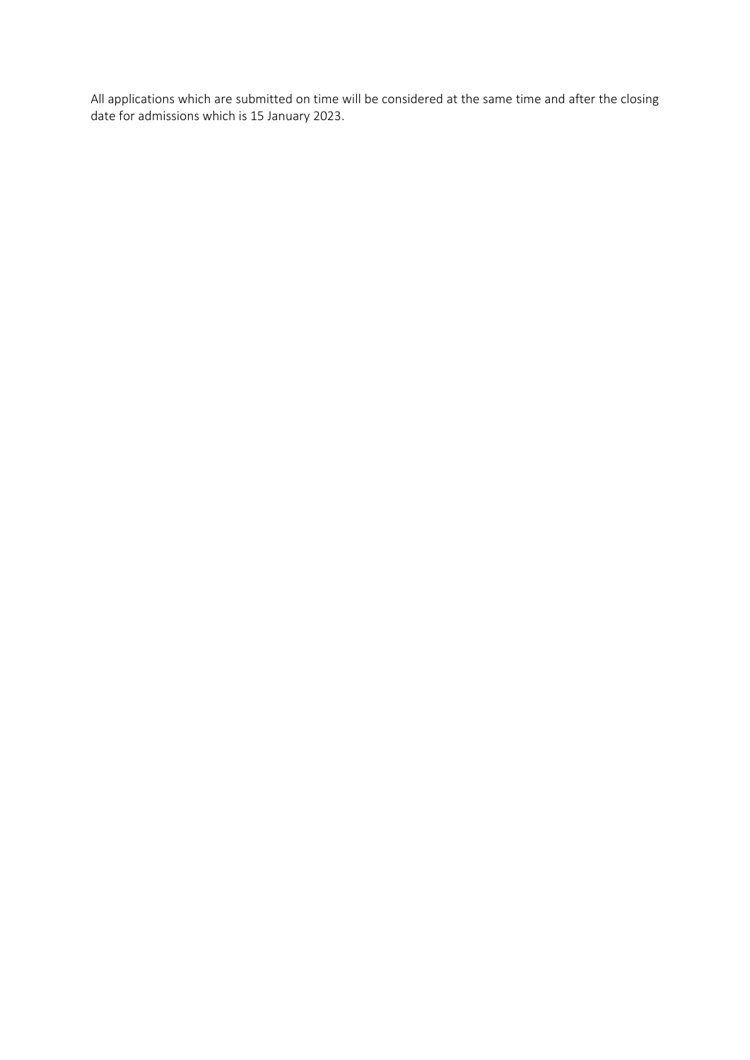All applications which are submitted on time will be considered at the same time and after the closing date for admissions which is 15 January 2023.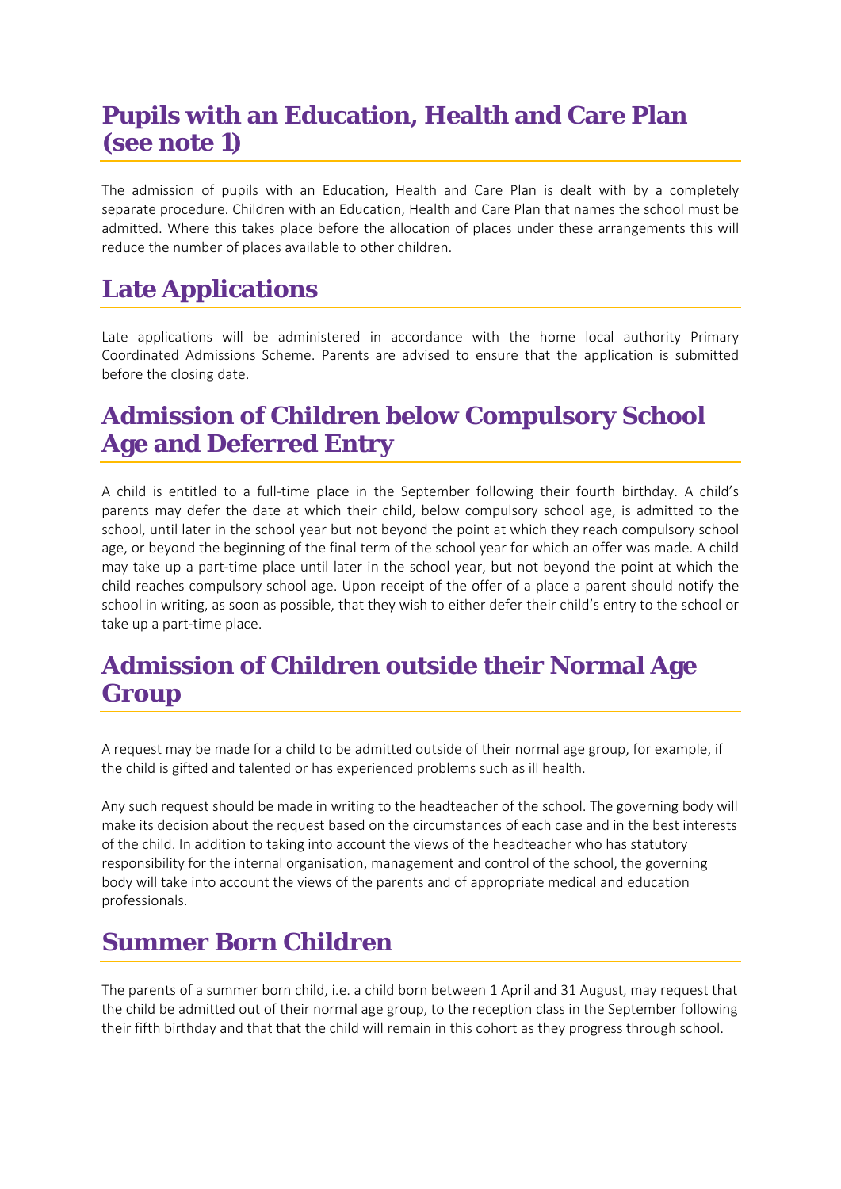## Pupils with an Education, Health and Care Plan (see note 1)

The admission of pupils with an Education, Health and Care Plan is dealt with by a completely separate procedure. Children with an Education, Health and Care Plan that names the school must be admitted. Where this takes place before the allocation of places under these arrangements this will reduce the number of places available to other children.

## Late Applications

Late applications will be administered in accordance with the home local authority Primary Coordinated Admissions Scheme. Parents are advised to ensure that the application is submitted before the closing date.

## Admission of Children below Compulsory School Age and Deferred Entry

A child is entitled to a full-time place in the September following their fourth birthday. A child's parents may defer the date at which their child, below compulsory school age, is admitted to the school, until later in the school year but not beyond the point at which they reach compulsory school age, or beyond the beginning of the final term of the school year for which an offer was made. A child may take up a part-time place until later in the school year, but not beyond the point at which the child reaches compulsory school age. Upon receipt of the offer of a place a parent should notify the school in writing, as soon as possible, that they wish to either defer their child's entry to the school or take up a part-time place.

## Admission of Children outside their Normal Age Group

A request may be made for a child to be admitted outside of their normal age group, for example, if the child is gifted and talented or has experienced problems such as ill health.

Any such request should be made in writing to the headteacher of the school. The governing body will make its decision about the request based on the circumstances of each case and in the best interests of the child. In addition to taking into account the views of the headteacher who has statutory responsibility for the internal organisation, management and control of the school, the governing body will take into account the views of the parents and of appropriate medical and education professionals.

## Summer Born Children

The parents of a summer born child, i.e. a child born between 1 April and 31 August, may request that the child be admitted out of their normal age group, to the reception class in the September following their fifth birthday and that that the child will remain in this cohort as they progress through school.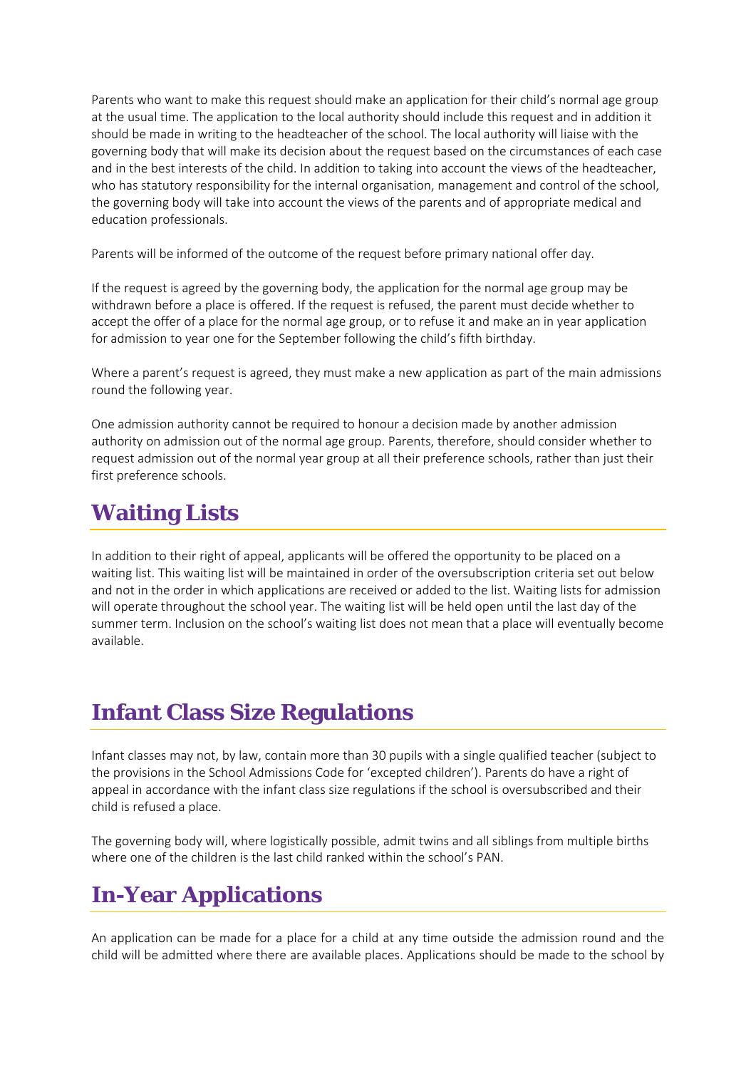Parents who want to make this request should make an application for their child's normal age group at the usual time. The application to the local authority should include this request and in addition it should be made in writing to the headteacher of the school. The local authority will liaise with the governing body that will make its decision about the request based on the circumstances of each case and in the best interests of the child. In addition to taking into account the views of the headteacher, who has statutory responsibility for the internal organisation, management and control of the school, the governing body will take into account the views of the parents and of appropriate medical and education professionals.

Parents will be informed of the outcome of the request before primary national offer day.

If the request is agreed by the governing body, the application for the normal age group may be withdrawn before a place is offered. If the request is refused, the parent must decide whether to accept the offer of a place for the normal age group, or to refuse it and make an in year application for admission to year one for the September following the child's fifth birthday.

Where a parent's request is agreed, they must make a new application as part of the main admissions round the following year.

One admission authority cannot be required to honour a decision made by another admission authority on admission out of the normal age group. Parents, therefore, should consider whether to request admission out of the normal year group at all their preference schools, rather than just their first preference schools.

## Waiting Lists

In addition to their right of appeal, applicants will be offered the opportunity to be placed on a waiting list. This waiting list will be maintained in order of the oversubscription criteria set out below and not in the order in which applications are received or added to the list. Waiting lists for admission will operate throughout the school year. The waiting list will be held open until the last day of the summer term. Inclusion on the school's waiting list does not mean that a place will eventually become available.

## Infant Class Size Regulations

Infant classes may not, by law, contain more than 30 pupils with a single qualified teacher (subject to the provisions in the School Admissions Code for 'excepted children'). Parents do have a right of appeal in accordance with the infant class size regulations if the school is oversubscribed and their child is refused a place.

The governing body will, where logistically possible, admit twins and all siblings from multiple births where one of the children is the last child ranked within the school's PAN.

## In-Year Applications

An application can be made for a place for a child at any time outside the admission round and the child will be admitted where there are available places. Applications should be made to the school by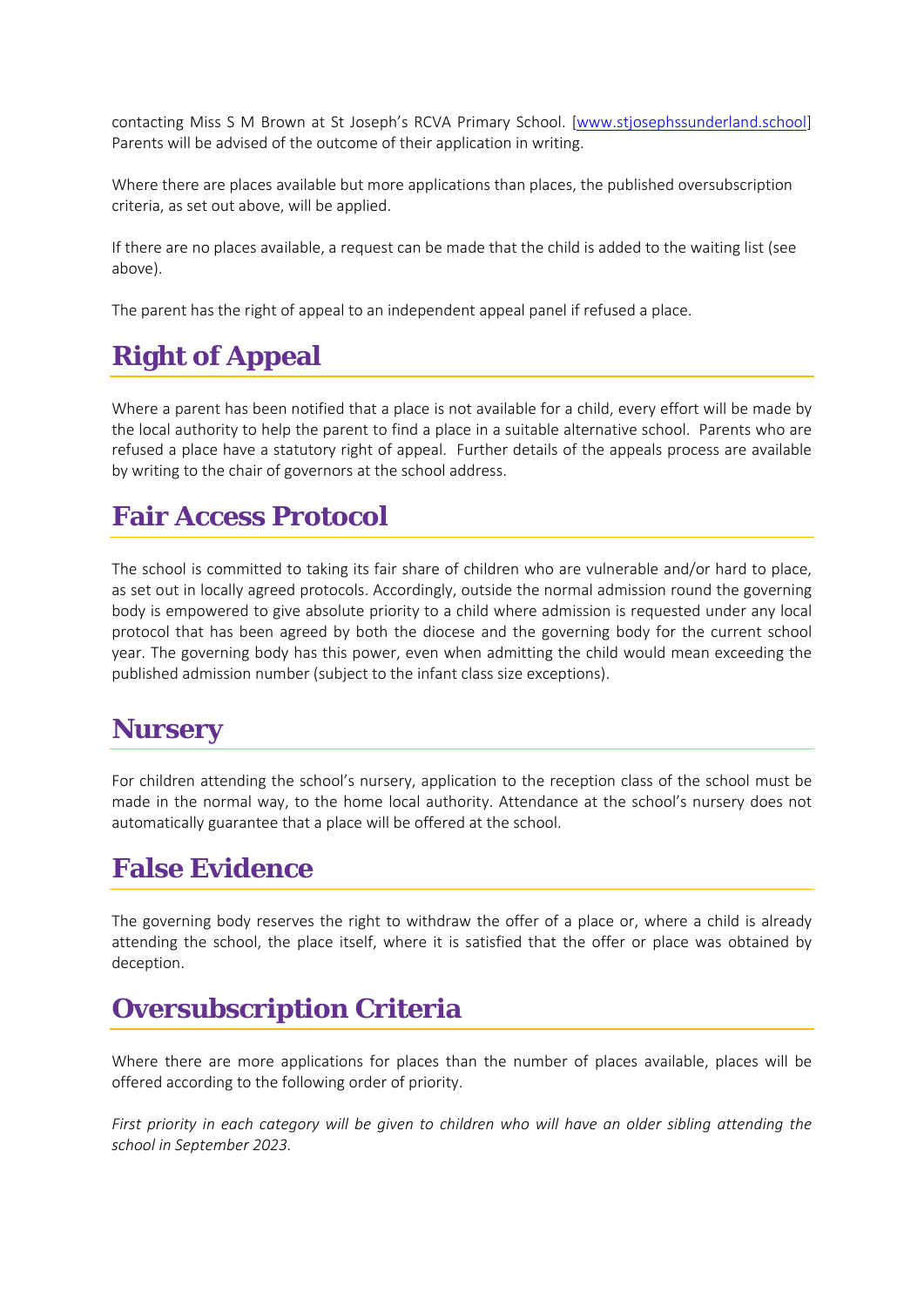contacting Miss S M Brown at St Joseph's RCVA Primary School. [www.stjosephssunderland.school] Parents will be advised of the outcome of their application in writing.

Where there are places available but more applications than places, the published oversubscription criteria, as set out above, will be applied.

If there are no places available, a request can be made that the child is added to the waiting list (see above).

The parent has the right of appeal to an independent appeal panel if refused a place.

## Right of Appeal

Where a parent has been notified that a place is not available for a child, every effort will be made by the local authority to help the parent to find a place in a suitable alternative school. Parents who are refused a place have a statutory right of appeal. Further details of the appeals process are available by writing to the chair of governors at the school address.

## Fair Access Protocol

The school is committed to taking its fair share of children who are vulnerable and/or hard to place, as set out in locally agreed protocols. Accordingly, outside the normal admission round the governing body is empowered to give absolute priority to a child where admission is requested under any local protocol that has been agreed by both the diocese and the governing body for the current school year. The governing body has this power, even when admitting the child would mean exceeding the published admission number (subject to the infant class size exceptions).

## Nursery

For children attending the school's nursery, application to the reception class of the school must be made in the normal way, to the home local authority. Attendance at the school's nursery does not automatically guarantee that a place will be offered at the school.

## False Evidence

The governing body reserves the right to withdraw the offer of a place or, where a child is already attending the school, the place itself, where it is satisfied that the offer or place was obtained by deception.

## Oversubscription Criteria

Where there are more applications for places than the number of places available, places will be offered according to the following order of priority.

*First priority in each category will be given to children who will have an older sibling attending the school in September 2023.*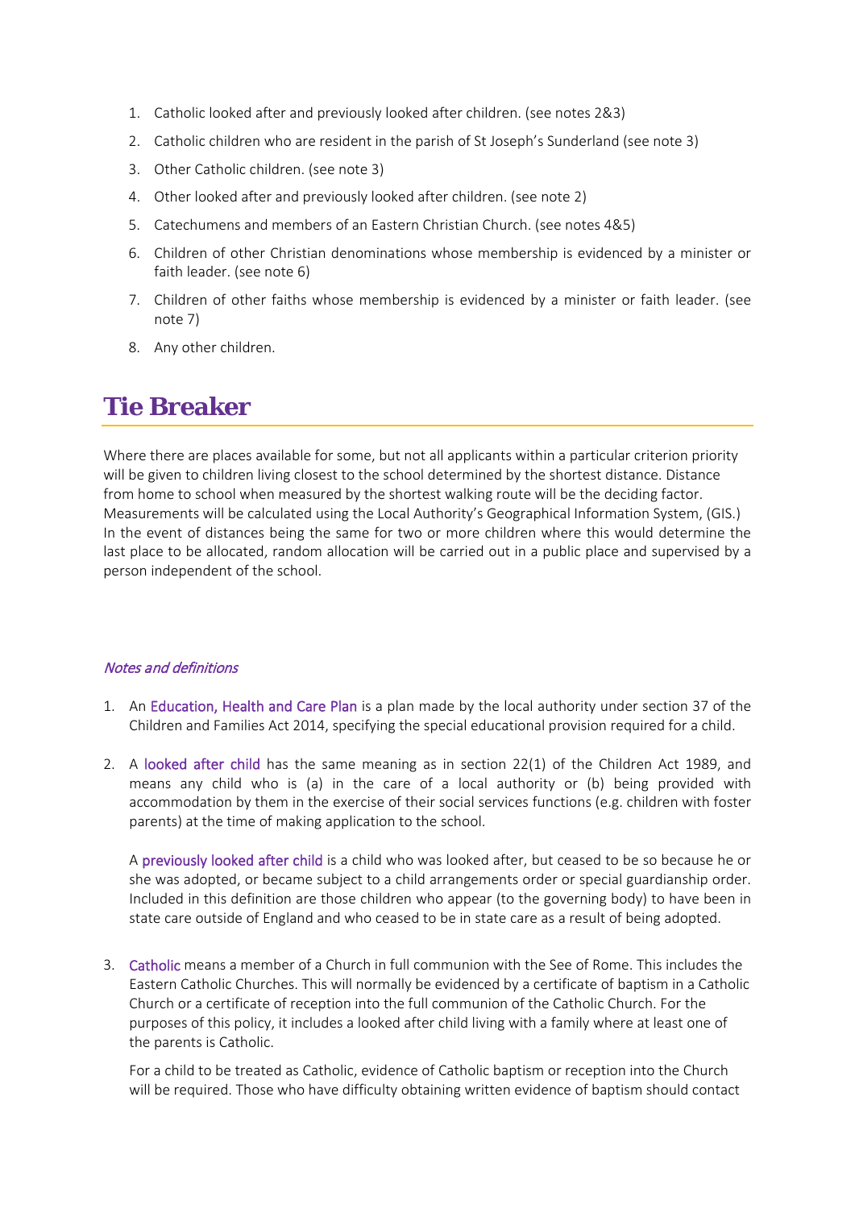1. Catholic looked after and previously looked after children. (see notes 2&3)
2. Catholic children who are resident in the parish of St Joseph's Sunderland (see note 3)
3. Other Catholic children. (see note 3)
4. Other looked after and previously looked after children. (see note 2)
5. Catechumens and members of an Eastern Christian Church. (see notes 4&5)
6. Children of other Christian denominations whose membership is evidenced by a minister or faith leader. (see note 6)
7. Children of other faiths whose membership is evidenced by a minister or faith leader. (see note 7)
8. Any other children.

## Tie Breaker

Where there are places available for some, but not all applicants within a particular criterion priority will be given to children living closest to the school determined by the shortest distance. Distance from home to school when measured by the shortest walking route will be the deciding factor. Measurements will be calculated using the Local Authority's Geographical Information System, (GIS.) In the event of distances being the same for two or more children where this would determine the last place to be allocated, random allocation will be carried out in a public place and supervised by a person independent of the school.

*Notes and definitions*

1. An Education, Health and Care Plan is a plan made by the local authority under section 37 of the Children and Families Act 2014, specifying the special educational provision required for a child.

2. A looked after child has the same meaning as in section 22(1) of the Children Act 1989, and means any child who is (a) in the care of a local authority or (b) being provided with accommodation by them in the exercise of their social services functions (e.g. children with foster parents) at the time of making application to the school.

   A previously looked after child is a child who was looked after, but ceased to be so because he or she was adopted, or became subject to a child arrangements order or special guardianship order. Included in this definition are those children who appear (to the governing body) to have been in state care outside of England and who ceased to be in state care as a result of being adopted.

3. Catholic means a member of a Church in full communion with the See of Rome. This includes the Eastern Catholic Churches. This will normally be evidenced by a certificate of baptism in a Catholic Church or a certificate of reception into the full communion of the Catholic Church. For the purposes of this policy, it includes a looked after child living with a family where at least one of the parents is Catholic.

   For a child to be treated as Catholic, evidence of Catholic baptism or reception into the Church will be required. Those who have difficulty obtaining written evidence of baptism should contact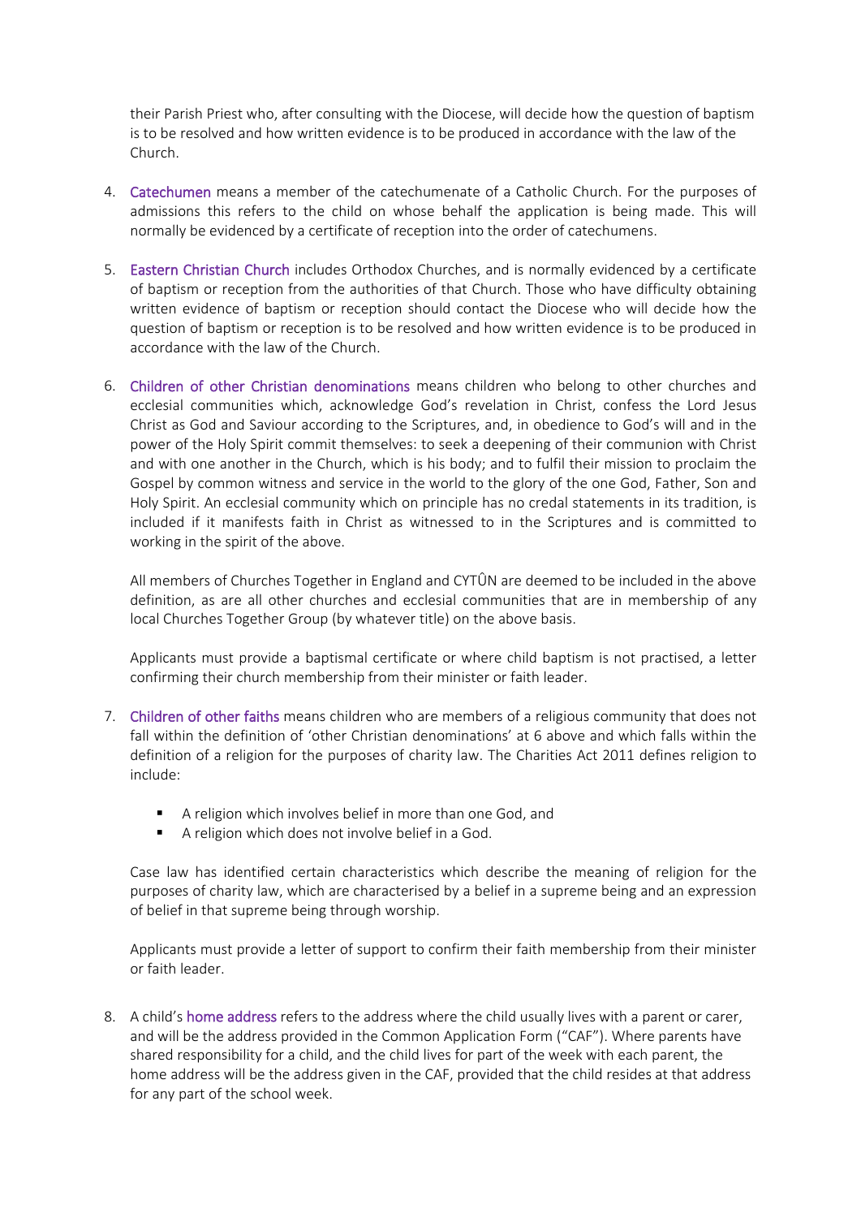their Parish Priest who, after consulting with the Diocese, will decide how the question of baptism is to be resolved and how written evidence is to be produced in accordance with the law of the Church.

4. Catechumen means a member of the catechumenate of a Catholic Church. For the purposes of admissions this refers to the child on whose behalf the application is being made. This will normally be evidenced by a certificate of reception into the order of catechumens.

5. Eastern Christian Church includes Orthodox Churches, and is normally evidenced by a certificate of baptism or reception from the authorities of that Church. Those who have difficulty obtaining written evidence of baptism or reception should contact the Diocese who will decide how the question of baptism or reception is to be resolved and how written evidence is to be produced in accordance with the law of the Church.

6. Children of other Christian denominations means children who belong to other churches and ecclesial communities which, acknowledge God's revelation in Christ, confess the Lord Jesus Christ as God and Saviour according to the Scriptures, and, in obedience to God's will and in the power of the Holy Spirit commit themselves: to seek a deepening of their communion with Christ and with one another in the Church, which is his body; and to fulfil their mission to proclaim the Gospel by common witness and service in the world to the glory of the one God, Father, Son and Holy Spirit. An ecclesial community which on principle has no credal statements in its tradition, is included if it manifests faith in Christ as witnessed to in the Scriptures and is committed to working in the spirit of the above.

   All members of Churches Together in England and CYTÛN are deemed to be included in the above definition, as are all other churches and ecclesial communities that are in membership of any local Churches Together Group (by whatever title) on the above basis.

   Applicants must provide a baptismal certificate or where child baptism is not practised, a letter confirming their church membership from their minister or faith leader.

7. Children of other faiths means children who are members of a religious community that does not fall within the definition of 'other Christian denominations' at 6 above and which falls within the definition of a religion for the purposes of charity law. The Charities Act 2011 defines religion to include:

   - A religion which involves belief in more than one God, and
   - A religion which does not involve belief in a God.

   Case law has identified certain characteristics which describe the meaning of religion for the purposes of charity law, which are characterised by a belief in a supreme being and an expression of belief in that supreme being through worship.

   Applicants must provide a letter of support to confirm their faith membership from their minister or faith leader.

8. A child's home address refers to the address where the child usually lives with a parent or carer, and will be the address provided in the Common Application Form ("CAF"). Where parents have shared responsibility for a child, and the child lives for part of the week with each parent, the home address will be the address given in the CAF, provided that the child resides at that address for any part of the school week.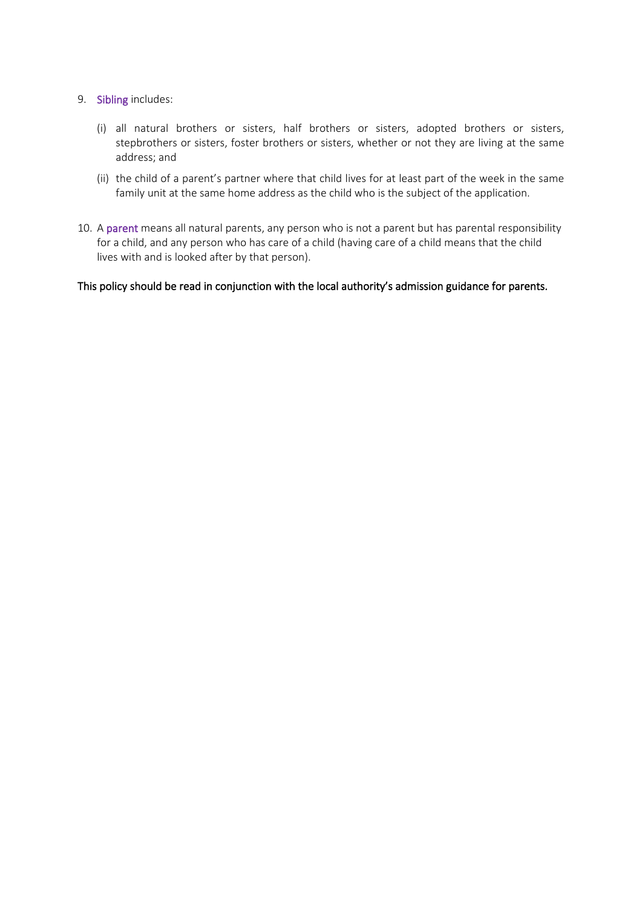9. **Sibling** includes:

    (i) all natural brothers or sisters, half brothers or sisters, adopted brothers or sisters, stepbrothers or sisters, foster brothers or sisters, whether or not they are living at the same address; and

    (ii) the child of a parent's partner where that child lives for at least part of the week in the same family unit at the same home address as the child who is the subject of the application.

10. A **parent** means all natural parents, any person who is not a parent but has parental responsibility for a child, and any person who has care of a child (having care of a child means that the child lives with and is looked after by that person).

**This policy should be read in conjunction with the local authority's admission guidance for parents.**